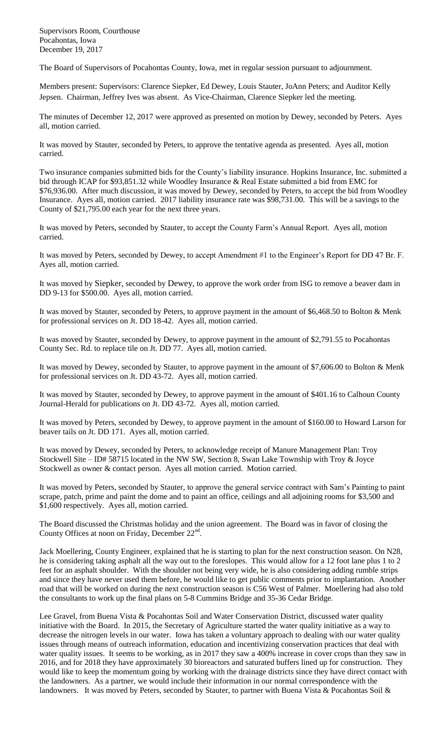Supervisors Room, Courthouse
Pocahontas, Iowa
December 19, 2017

The Board of Supervisors of Pocahontas County, Iowa, met in regular session pursuant to adjournment.

Members present: Supervisors: Clarence Siepker, Ed Dewey, Louis Stauter, JoAnn Peters; and Auditor Kelly Jepsen. Chairman, Jeffrey Ives was absent. As Vice-Chairman, Clarence Siepker led the meeting.

The minutes of December 12, 2017 were approved as presented on motion by Dewey, seconded by Peters. Ayes all, motion carried.

It was moved by Stauter, seconded by Peters, to approve the tentative agenda as presented. Ayes all, motion carried.

Two insurance companies submitted bids for the County's liability insurance. Hopkins Insurance, Inc. submitted a bid through ICAP for $93,851.32 while Woodley Insurance & Real Estate submitted a bid from EMC for $76,936.00. After much discussion, it was moved by Dewey, seconded by Peters, to accept the bid from Woodley Insurance. Ayes all, motion carried. 2017 liability insurance rate was $98,731.00. This will be a savings to the County of $21,795.00 each year for the next three years.

It was moved by Peters, seconded by Stauter, to accept the County Farm's Annual Report. Ayes all, motion carried.

It was moved by Peters, seconded by Dewey, to accept Amendment #1 to the Engineer's Report for DD 47 Br. F. Ayes all, motion carried.

It was moved by Siepker, seconded by Dewey, to approve the work order from ISG to remove a beaver dam in DD 9-13 for $500.00. Ayes all, motion carried.

It was moved by Stauter, seconded by Peters, to approve payment in the amount of $6,468.50 to Bolton & Menk for professional services on Jt. DD 18-42. Ayes all, motion carried.

It was moved by Stauter, seconded by Dewey, to approve payment in the amount of $2,791.55 to Pocahontas County Sec. Rd. to replace tile on Jt. DD 77. Ayes all, motion carried.

It was moved by Dewey, seconded by Stauter, to approve payment in the amount of $7,606.00 to Bolton & Menk for professional services on Jt. DD 43-72. Ayes all, motion carried.

It was moved by Stauter, seconded by Dewey, to approve payment in the amount of $401.16 to Calhoun County Journal-Herald for publications on Jt. DD 43-72. Ayes all, motion carried.

It was moved by Peters, seconded by Dewey, to approve payment in the amount of $160.00 to Howard Larson for beaver tails on Jt. DD 171. Ayes all, motion carried.

It was moved by Dewey, seconded by Peters, to acknowledge receipt of Manure Management Plan: Troy Stockwell Site – ID# 58715 located in the NW SW, Section 8, Swan Lake Township with Troy & Joyce Stockwell as owner & contact person. Ayes all motion carried. Motion carried.

It was moved by Peters, seconded by Stauter, to approve the general service contract with Sam's Painting to paint scrape, patch, prime and paint the dome and to paint an office, ceilings and all adjoining rooms for $3,500 and $1,600 respectively. Ayes all, motion carried.

The Board discussed the Christmas holiday and the union agreement. The Board was in favor of closing the County Offices at noon on Friday, December 22nd.

Jack Moellering, County Engineer, explained that he is starting to plan for the next construction season. On N28, he is considering taking asphalt all the way out to the foreslopes. This would allow for a 12 foot lane plus 1 to 2 feet for an asphalt shoulder. With the shoulder not being very wide, he is also considering adding rumble strips and since they have never used them before, he would like to get public comments prior to implantation. Another road that will be worked on during the next construction season is C56 West of Palmer. Moellering had also told the consultants to work up the final plans on 5-8 Cummins Bridge and 35-36 Cedar Bridge.

Lee Gravel, from Buena Vista & Pocahontas Soil and Water Conservation District, discussed water quality initiative with the Board. In 2015, the Secretary of Agriculture started the water quality initiative as a way to decrease the nitrogen levels in our water. Iowa has taken a voluntary approach to dealing with our water quality issues through means of outreach information, education and incentivizing conservation practices that deal with water quality issues. It seems to be working, as in 2017 they saw a 400% increase in cover crops than they saw in 2016, and for 2018 they have approximately 30 bioreactors and saturated buffers lined up for construction. They would like to keep the momentum going by working with the drainage districts since they have direct contact with the landowners. As a partner, we would include their information in our normal correspondence with the landowners. It was moved by Peters, seconded by Stauter, to partner with Buena Vista & Pocahontas Soil &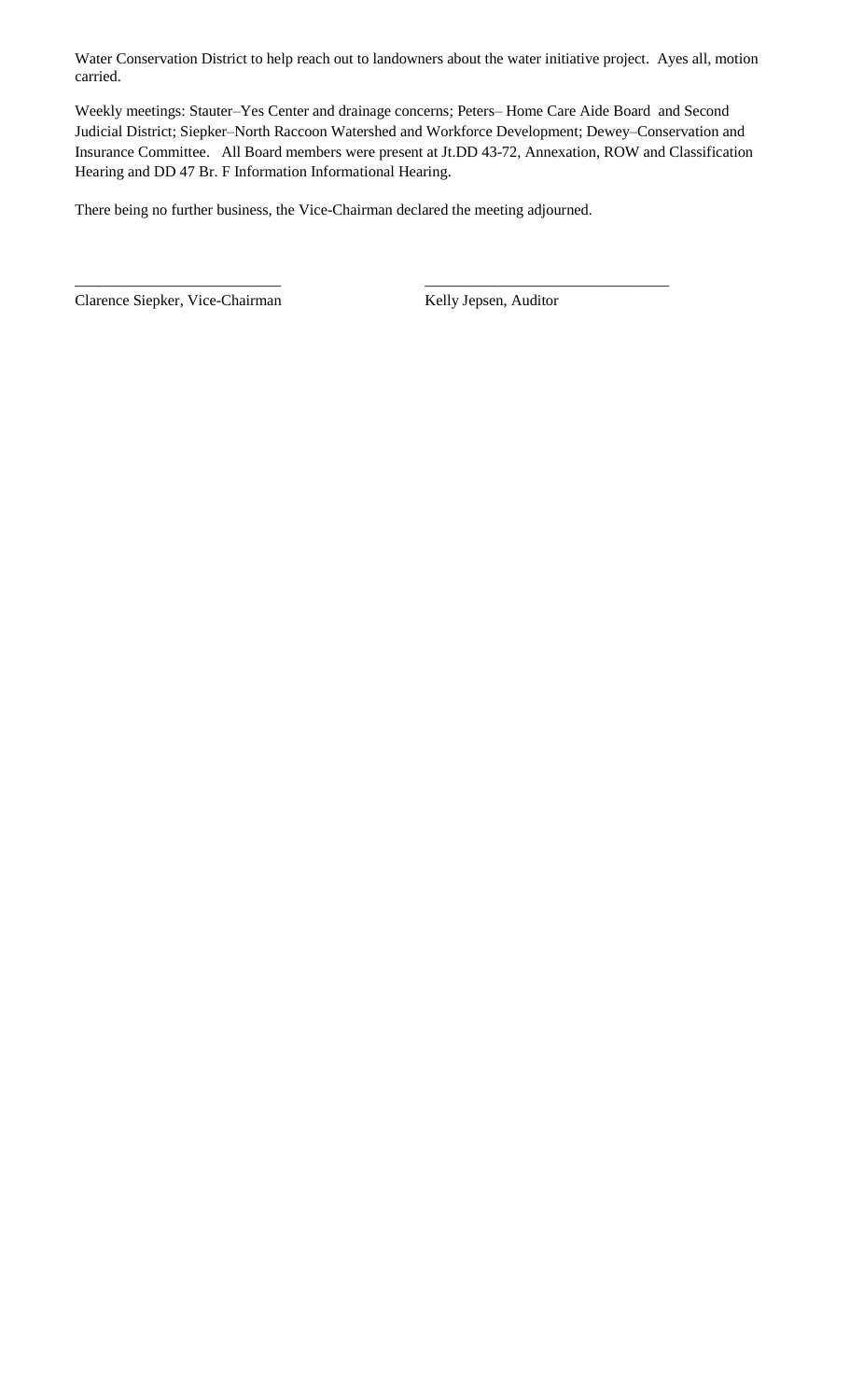Water Conservation District to help reach out to landowners about the water initiative project. Ayes all, motion carried.

Weekly meetings: Stauter–Yes Center and drainage concerns; Peters– Home Care Aide Board and Second Judicial District; Siepker–North Raccoon Watershed and Workforce Development; Dewey–Conservation and Insurance Committee. All Board members were present at Jt.DD 43-72, Annexation, ROW and Classification Hearing and DD 47 Br. F Information Informational Hearing.

There being no further business, the Vice-Chairman declared the meeting adjourned.

| | |
|---|---|
| ___________________________ | ________________________________ |
| Clarence Siepker, Vice-Chairman | Kelly Jepsen, Auditor |